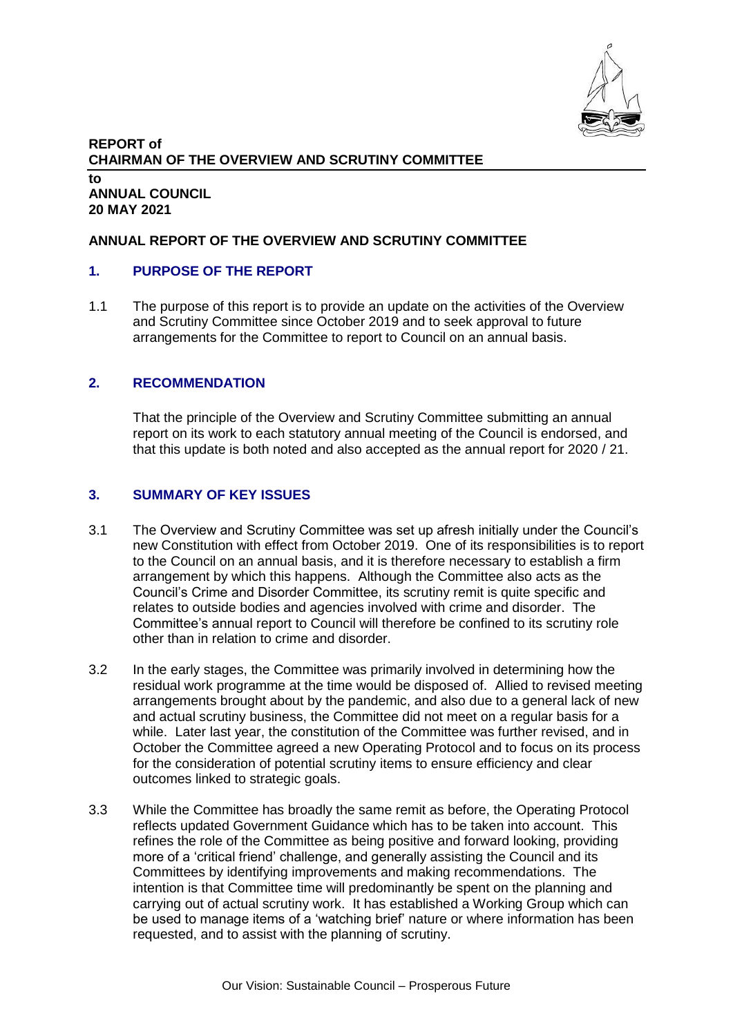**REPORT of**
**CHAIRMAN OF THE OVERVIEW AND SCRUTINY COMMITTEE**

**to**
**ANNUAL COUNCIL**
**20 MAY 2021**

**ANNUAL REPORT OF THE OVERVIEW AND SCRUTINY COMMITTEE**

## 1. PURPOSE OF THE REPORT

1.1 The purpose of this report is to provide an update on the activities of the Overview and Scrutiny Committee since October 2019 and to seek approval to future arrangements for the Committee to report to Council on an annual basis.

## 2. RECOMMENDATION

That the principle of the Overview and Scrutiny Committee submitting an annual report on its work to each statutory annual meeting of the Council is endorsed, and that this update is both noted and also accepted as the annual report for 2020 / 21.

## 3. SUMMARY OF KEY ISSUES

3.1 The Overview and Scrutiny Committee was set up afresh initially under the Council's new Constitution with effect from October 2019. One of its responsibilities is to report to the Council on an annual basis, and it is therefore necessary to establish a firm arrangement by which this happens. Although the Committee also acts as the Council's Crime and Disorder Committee, its scrutiny remit is quite specific and relates to outside bodies and agencies involved with crime and disorder. The Committee's annual report to Council will therefore be confined to its scrutiny role other than in relation to crime and disorder.

3.2 In the early stages, the Committee was primarily involved in determining how the residual work programme at the time would be disposed of. Allied to revised meeting arrangements brought about by the pandemic, and also due to a general lack of new and actual scrutiny business, the Committee did not meet on a regular basis for a while. Later last year, the constitution of the Committee was further revised, and in October the Committee agreed a new Operating Protocol and to focus on its process for the consideration of potential scrutiny items to ensure efficiency and clear outcomes linked to strategic goals.

3.3 While the Committee has broadly the same remit as before, the Operating Protocol reflects updated Government Guidance which has to be taken into account. This refines the role of the Committee as being positive and forward looking, providing more of a 'critical friend' challenge, and generally assisting the Council and its Committees by identifying improvements and making recommendations. The intention is that Committee time will predominantly be spent on the planning and carrying out of actual scrutiny work. It has established a Working Group which can be used to manage items of a 'watching brief' nature or where information has been requested, and to assist with the planning of scrutiny.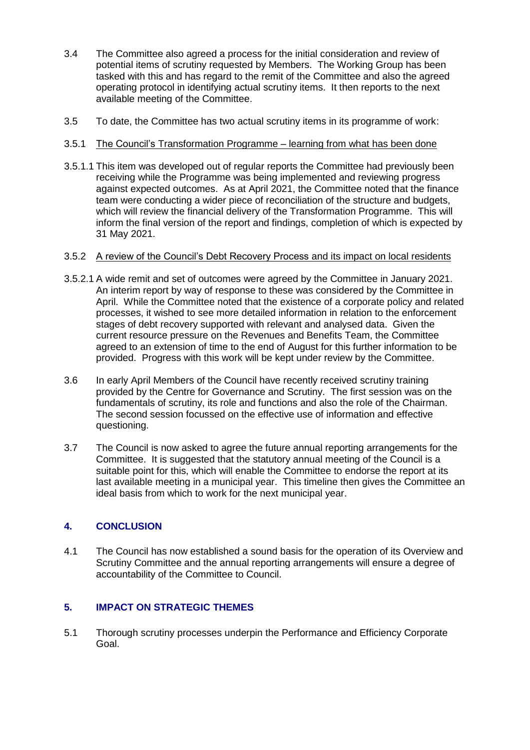3.4 The Committee also agreed a process for the initial consideration and review of potential items of scrutiny requested by Members. The Working Group has been tasked with this and has regard to the remit of the Committee and also the agreed operating protocol in identifying actual scrutiny items. It then reports to the next available meeting of the Committee.

3.5 To date, the Committee has two actual scrutiny items in its programme of work:

3.5.1 <u>The Council's Transformation Programme – learning from what has been done</u>

3.5.1.1 This item was developed out of regular reports the Committee had previously been receiving while the Programme was being implemented and reviewing progress against expected outcomes. As at April 2021, the Committee noted that the finance team were conducting a wider piece of reconciliation of the structure and budgets, which will review the financial delivery of the Transformation Programme. This will inform the final version of the report and findings, completion of which is expected by 31 May 2021.

3.5.2 <u>A review of the Council's Debt Recovery Process and its impact on local residents</u>

3.5.2.1 A wide remit and set of outcomes were agreed by the Committee in January 2021. An interim report by way of response to these was considered by the Committee in April. While the Committee noted that the existence of a corporate policy and related processes, it wished to see more detailed information in relation to the enforcement stages of debt recovery supported with relevant and analysed data. Given the current resource pressure on the Revenues and Benefits Team, the Committee agreed to an extension of time to the end of August for this further information to be provided. Progress with this work will be kept under review by the Committee.

3.6 In early April Members of the Council have recently received scrutiny training provided by the Centre for Governance and Scrutiny. The first session was on the fundamentals of scrutiny, its role and functions and also the role of the Chairman. The second session focussed on the effective use of information and effective questioning.

3.7 The Council is now asked to agree the future annual reporting arrangements for the Committee. It is suggested that the statutory annual meeting of the Council is a suitable point for this, which will enable the Committee to endorse the report at its last available meeting in a municipal year. This timeline then gives the Committee an ideal basis from which to work for the next municipal year.

## 4. CONCLUSION

4.1 The Council has now established a sound basis for the operation of its Overview and Scrutiny Committee and the annual reporting arrangements will ensure a degree of accountability of the Committee to Council.

## 5. IMPACT ON STRATEGIC THEMES

5.1 Thorough scrutiny processes underpin the Performance and Efficiency Corporate Goal.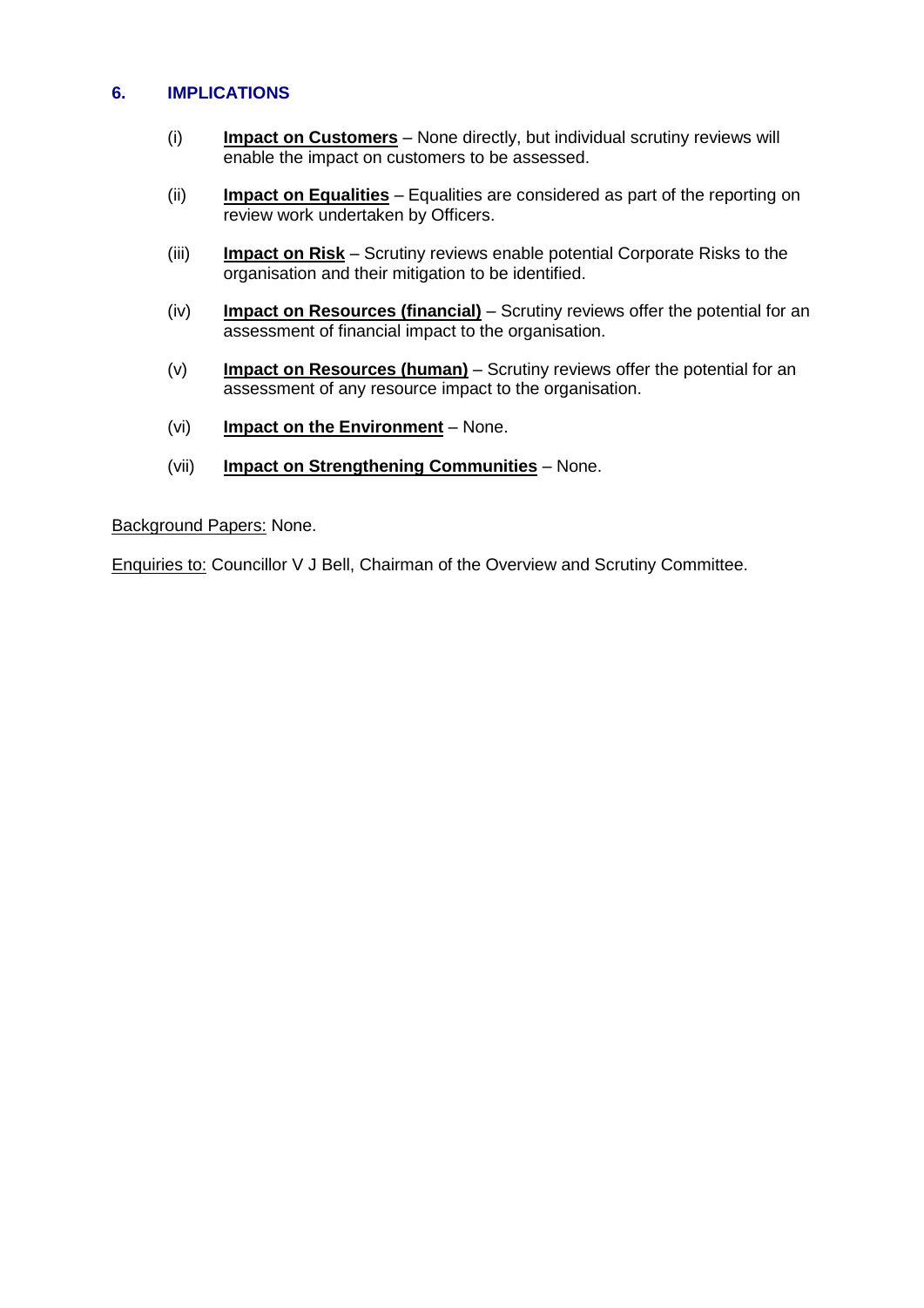## 6. IMPLICATIONS

(i) **Impact on Customers** – None directly, but individual scrutiny reviews will enable the impact on customers to be assessed.

(ii) **Impact on Equalities** – Equalities are considered as part of the reporting on review work undertaken by Officers.

(iii) **Impact on Risk** – Scrutiny reviews enable potential Corporate Risks to the organisation and their mitigation to be identified.

(iv) **Impact on Resources (financial)** – Scrutiny reviews offer the potential for an assessment of financial impact to the organisation.

(v) **Impact on Resources (human)** – Scrutiny reviews offer the potential for an assessment of any resource impact to the organisation.

(vi) **Impact on the Environment** – None.

(vii) **Impact on Strengthening Communities** – None.

Background Papers: None.

Enquiries to: Councillor V J Bell, Chairman of the Overview and Scrutiny Committee.